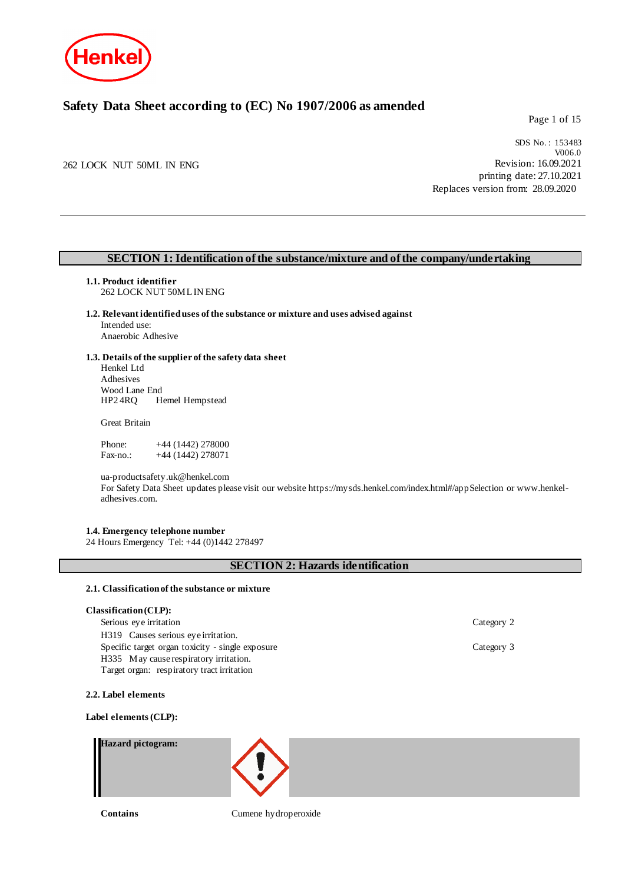# Safety Data Sheet according to (EC) No 1907/2006 as amended

SDS No. : 153483
V006.0
Revision: 16.09.2021
printing date: 27.10.2021
Replaces version from: 28.09.2020

262 LOCK NUT 50ML IN ENG

## SECTION 1: Identification of the substance/mixture and of the company/undertaking

### 1.1. Product identifier

262 LOCK NUT 50ML IN ENG

### 1.2. Relevant identified uses of the substance or mixture and uses advised against

Intended use:
Anaerobic Adhesive

### 1.3. Details of the supplier of the safety data sheet

Henkel Ltd
Adhesives
Wood Lane End
HP2 4RQ Hemel Hempstead

Great Britain

Phone: +44 (1442) 278000
Fax-no.: +44 (1442) 278071

ua-productsafety.uk@henkel.com
For Safety Data Sheet updates please visit our website https://mysds.henkel.com/index.html#/appSelection or www.henkel-adhesives.com.

### 1.4. Emergency telephone number

24 Hours Emergency Tel: +44 (0)1442 278497

## SECTION 2: Hazards identification

### 2.1. Classification of the substance or mixture

**Classification (CLP):**

| | |
|---|---|
| Serious eye irritation | Category 2 |
| H319 Causes serious eye irritation. | |
| Specific target organ toxicity - single exposure | Category 3 |
| H335 May cause respiratory irritation. | |
| Target organ: respiratory tract irritation | |

### 2.2. Label elements

**Label elements (CLP):**

**Hazard pictogram:**

**Contains** Cumene hydroperoxide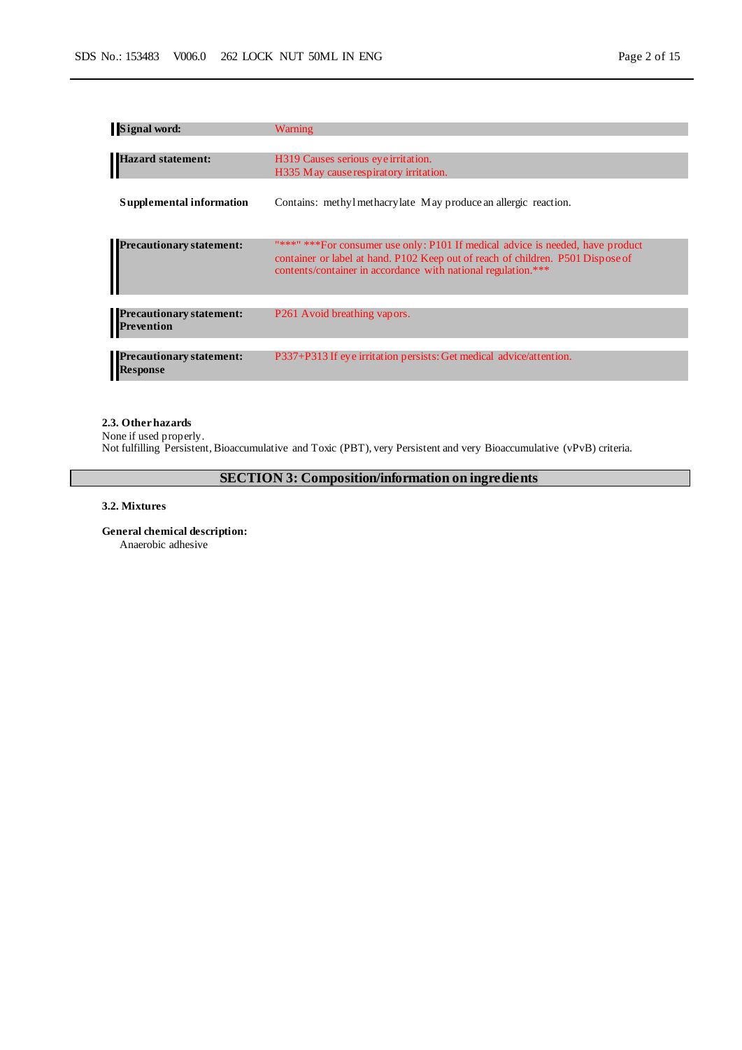| | |
|---|---|
| **Signal word:** | Warning |
| **Hazard statement:** | H319 Causes serious eye irritation.<br>H335 May cause respiratory irritation. |
| **Supplemental information** | Contains: methyl methacrylate May produce an allergic reaction. |
| **Precautionary statement:** | "***" ***For consumer use only: P101 If medical advice is needed, have product container or label at hand. P102 Keep out of reach of children. P501 Dispose of contents/container in accordance with national regulation.*** |
| **Precautionary statement: Prevention** | P261 Avoid breathing vapors. |
| **Precautionary statement: Response** | P337+P313 If eye irritation persists: Get medical advice/attention. |

**2.3. Other hazards**

None if used properly.

Not fulfilling Persistent, Bioaccumulative and Toxic (PBT), very Persistent and very Bioaccumulative (vPvB) criteria.

## SECTION 3: Composition/information on ingredients

**3.2. Mixtures**

**General chemical description:**

Anaerobic adhesive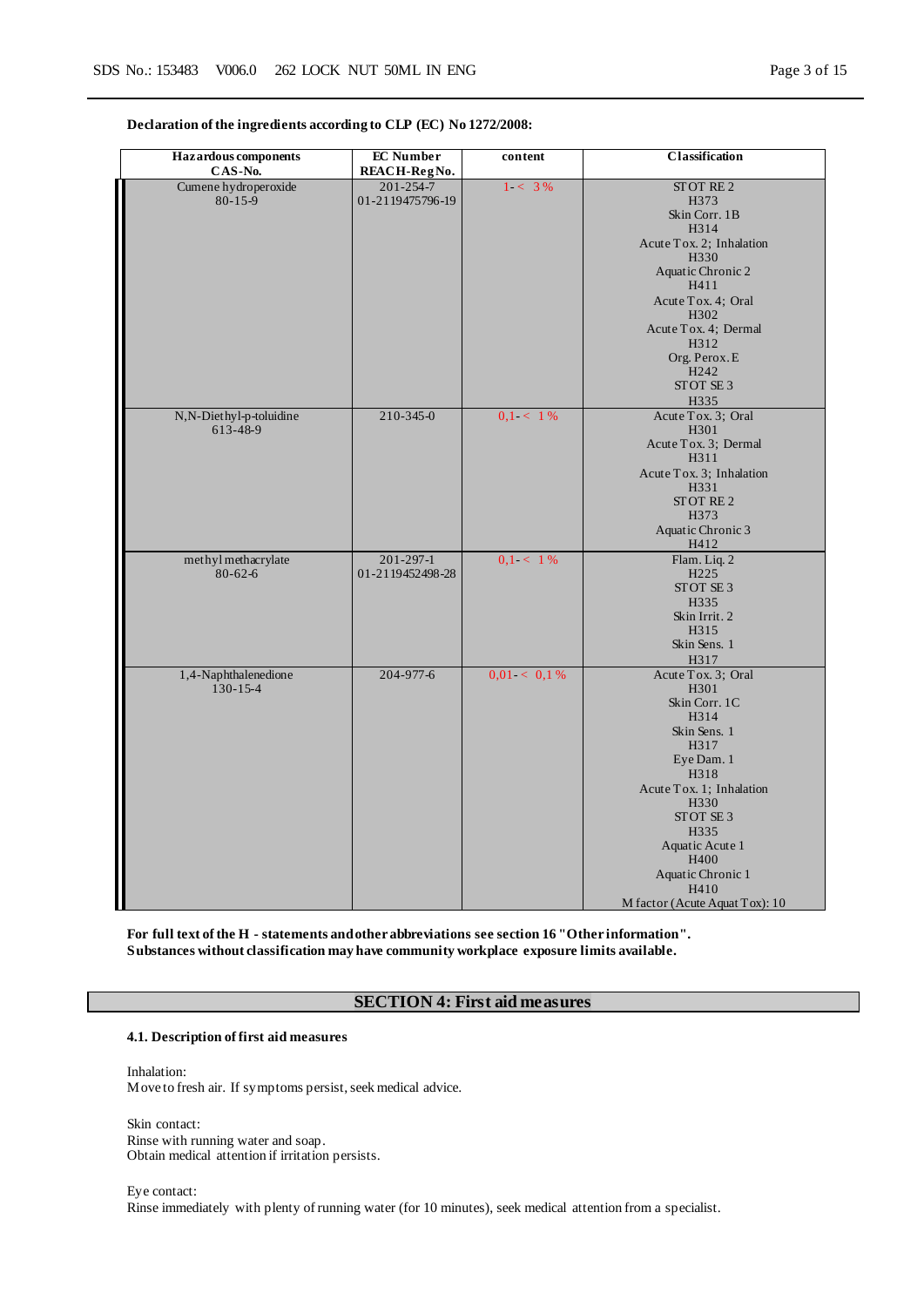**Declaration of the ingredients according to CLP (EC) No 1272/2008:**

| Hazardous components<br>CAS-No. | EC Number<br>REACH-Reg No. | content | Classification |
|---|---|---|---|
| Cumene hydroperoxide<br>80-15-9 | 201-254-7<br>01-2119475796-19 | 1- < 3 % | STOT RE 2<br>H373<br>Skin Corr. 1B<br>H314<br>Acute Tox. 2; Inhalation<br>H330<br>Aquatic Chronic 2<br>H411<br>Acute Tox. 4; Oral<br>H302<br>Acute Tox. 4; Dermal<br>H312<br>Org. Perox. E<br>H242<br>STOT SE 3<br>H335 |
| N,N-Diethyl-p-toluidine<br>613-48-9 | 210-345-0 | 0,1- < 1 % | Acute Tox. 3; Oral<br>H301<br>Acute Tox. 3; Dermal<br>H311<br>Acute Tox. 3; Inhalation<br>H331<br>STOT RE 2<br>H373<br>Aquatic Chronic 3<br>H412 |
| methyl methacrylate<br>80-62-6 | 201-297-1<br>01-2119452498-28 | 0,1- < 1 % | Flam. Liq. 2<br>H225<br>STOT SE 3<br>H335<br>Skin Irrit. 2<br>H315<br>Skin Sens. 1<br>H317 |
| 1,4-Naphthalenedione<br>130-15-4 | 204-977-6 | 0,01- < 0,1 % | Acute Tox. 3; Oral<br>H301<br>Skin Corr. 1C<br>H314<br>Skin Sens. 1<br>H317<br>Eye Dam. 1<br>H318<br>Acute Tox. 1; Inhalation<br>H330<br>STOT SE 3<br>H335<br>Aquatic Acute 1<br>H400<br>Aquatic Chronic 1<br>H410<br>M factor (Acute Aquat Tox): 10 |

**For full text of the H - statements and other abbreviations see section 16 "Other information".**
**Substances without classification may have community workplace exposure limits available.**

## SECTION 4: First aid measures

**4.1. Description of first aid measures**

Inhalation:
Move to fresh air. If symptoms persist, seek medical advice.

Skin contact:
Rinse with running water and soap.
Obtain medical attention if irritation persists.

Eye contact:
Rinse immediately with plenty of running water (for 10 minutes), seek medical attention from a specialist.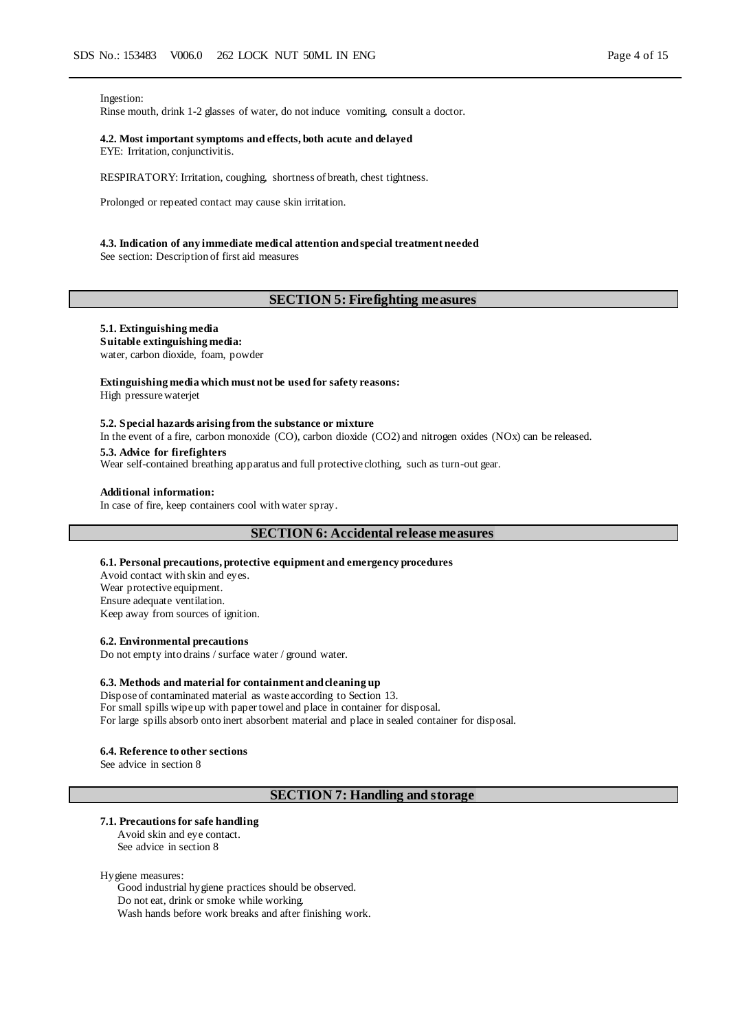Ingestion:
Rinse mouth, drink 1-2 glasses of water, do not induce vomiting, consult a doctor.

**4.2. Most important symptoms and effects, both acute and delayed**
EYE: Irritation, conjunctivitis.

RESPIRATORY: Irritation, coughing, shortness of breath, chest tightness.

Prolonged or repeated contact may cause skin irritation.

**4.3. Indication of any immediate medical attention and special treatment needed**
See section: Description of first aid measures

## SECTION 5: Firefighting measures

**5.1. Extinguishing media**
**Suitable extinguishing media:**
water, carbon dioxide, foam, powder

**Extinguishing media which must not be used for safety reasons:**
High pressure waterjet

**5.2. Special hazards arising from the substance or mixture**
In the event of a fire, carbon monoxide (CO), carbon dioxide ($CO_2$) and nitrogen oxides ($NO_x$) can be released.

**5.3. Advice for firefighters**
Wear self-contained breathing apparatus and full protective clothing, such as turn-out gear.

**Additional information:**
In case of fire, keep containers cool with water spray.

## SECTION 6: Accidental release measures

**6.1. Personal precautions, protective equipment and emergency procedures**
Avoid contact with skin and eyes.
Wear protective equipment.
Ensure adequate ventilation.
Keep away from sources of ignition.

**6.2. Environmental precautions**
Do not empty into drains / surface water / ground water.

**6.3. Methods and material for containment and cleaning up**
Dispose of contaminated material as waste according to Section 13.
For small spills wipe up with paper towel and place in container for disposal.
For large spills absorb onto inert absorbent material and place in sealed container for disposal.

**6.4. Reference to other sections**
See advice in section 8

## SECTION 7: Handling and storage

**7.1. Precautions for safe handling**
Avoid skin and eye contact.
See advice in section 8

Hygiene measures:
Good industrial hygiene practices should be observed.
Do not eat, drink or smoke while working.
Wash hands before work breaks and after finishing work.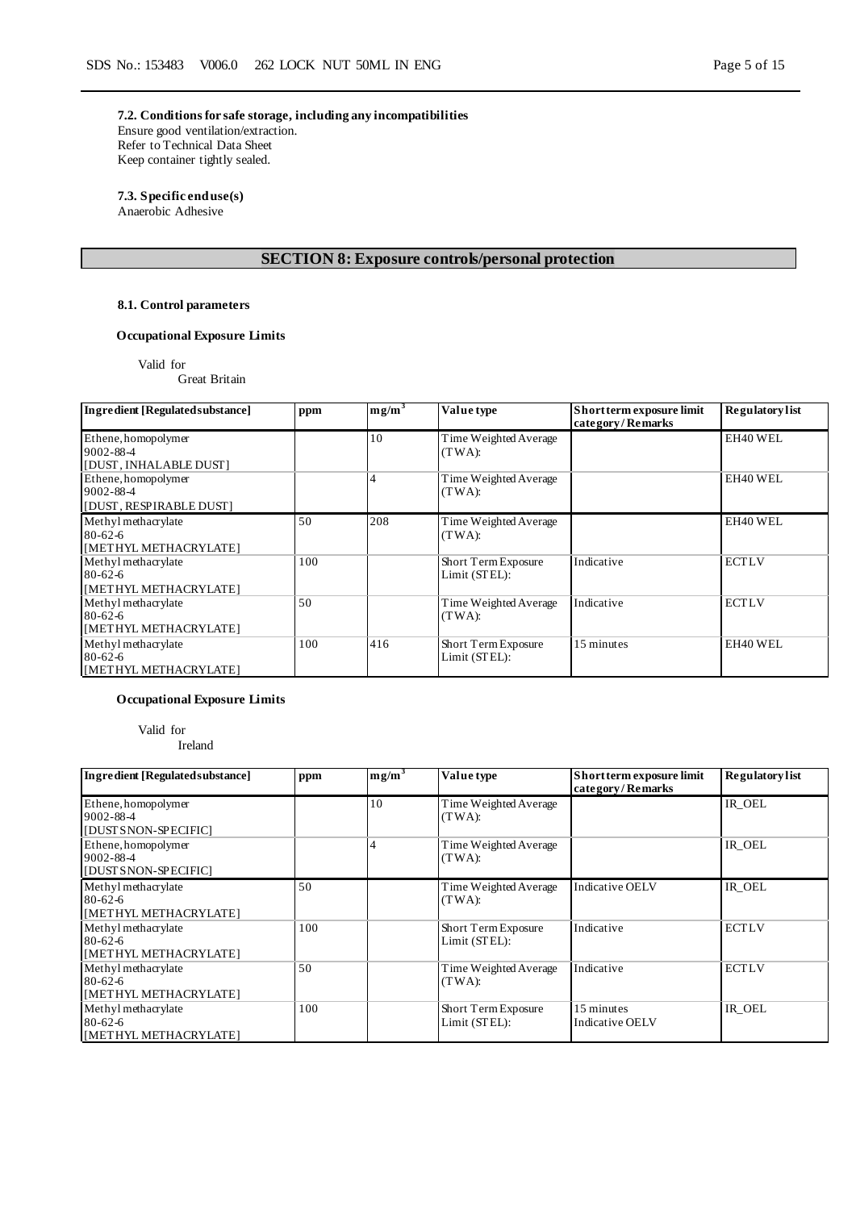**7.2. Conditions for safe storage, including any incompatibilities**
Ensure good ventilation/extraction.
Refer to Technical Data Sheet
Keep container tightly sealed.

**7.3. Specific end use(s)**
Anaerobic Adhesive

## SECTION 8: Exposure controls/personal protection

**8.1. Control parameters**

**Occupational Exposure Limits**

Valid for
Great Britain

| Ingredient [Regulated substance] | ppm | $mg/m^3$ | Value type | Short term exposure limit category / Remarks | Regulatory list |
|---|---|---|---|---|---|
| Ethene, homopolymer<br>9002-88-4<br>[DUST, INHALABLE DUST] | | 10 | Time Weighted Average (TWA): | | EH40 WEL |
| Ethene, homopolymer<br>9002-88-4<br>[DUST, RESPIRABLE DUST] | | 4 | Time Weighted Average (TWA): | | EH40 WEL |
| Methyl methacrylate<br>80-62-6<br>[METHYL METHACRYLATE] | 50 | 208 | Time Weighted Average (TWA): | | EH40 WEL |
| Methyl methacrylate<br>80-62-6<br>[METHYL METHACRYLATE] | 100 | | Short Term Exposure Limit (STEL): | Indicative | ECTLV |
| Methyl methacrylate<br>80-62-6<br>[METHYL METHACRYLATE] | 50 | | Time Weighted Average (TWA): | Indicative | ECTLV |
| Methyl methacrylate<br>80-62-6<br>[METHYL METHACRYLATE] | 100 | 416 | Short Term Exposure Limit (STEL): | 15 minutes | EH40 WEL |

**Occupational Exposure Limits**

Valid for
Ireland

| Ingredient [Regulated substance] | ppm | $mg/m^3$ | Value type | Short term exposure limit category / Remarks | Regulatory list |
|---|---|---|---|---|---|
| Ethene, homopolymer<br>9002-88-4<br>[DUSTS NON-SPECIFIC] | | 10 | Time Weighted Average (TWA): | | IR_OEL |
| Ethene, homopolymer<br>9002-88-4<br>[DUSTS NON-SPECIFIC] | | 4 | Time Weighted Average (TWA): | | IR_OEL |
| Methyl methacrylate<br>80-62-6<br>[METHYL METHACRYLATE] | 50 | | Time Weighted Average (TWA): | Indicative OELV | IR_OEL |
| Methyl methacrylate<br>80-62-6<br>[METHYL METHACRYLATE] | 100 | | Short Term Exposure Limit (STEL): | Indicative | ECTLV |
| Methyl methacrylate<br>80-62-6<br>[METHYL METHACRYLATE] | 50 | | Time Weighted Average (TWA): | Indicative | ECTLV |
| Methyl methacrylate<br>80-62-6<br>[METHYL METHACRYLATE] | 100 | | Short Term Exposure Limit (STEL): | 15 minutes<br>Indicative OELV | IR_OEL |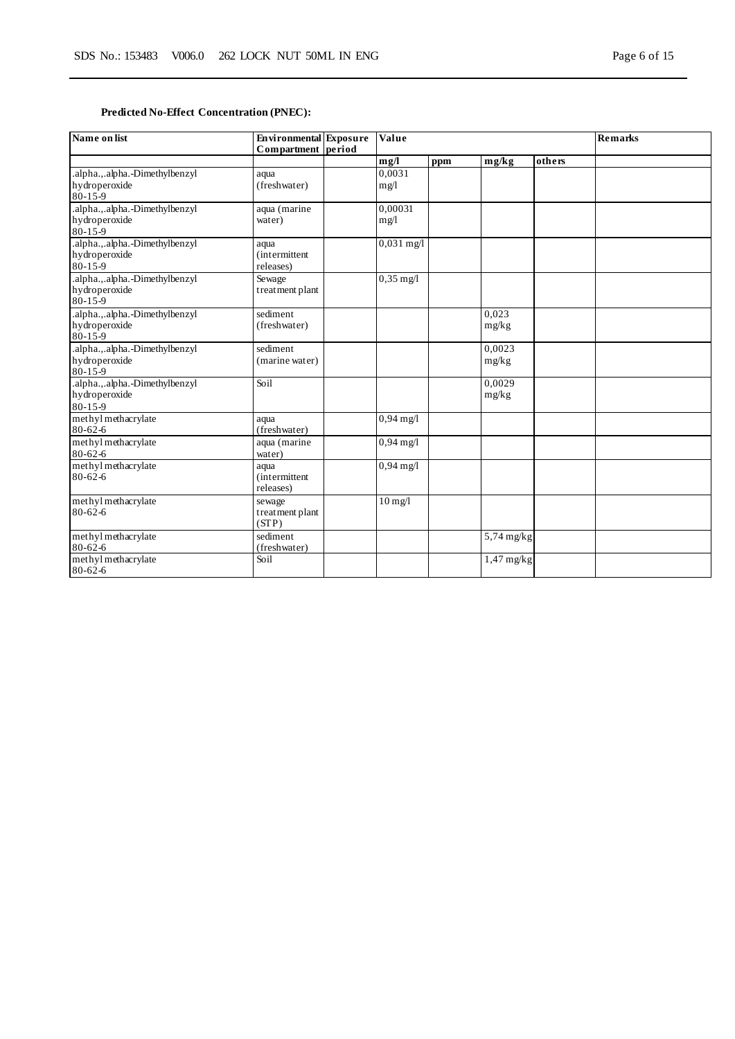**Predicted No-Effect Concentration (PNEC):**

| Name on list | Environmental Compartment | Exposure period | Value | | | | Remarks |
|---|---|---|---|---|---|---|---|
| | | | mg/l | ppm | mg/kg | others | |
| .alpha.,.alpha.-Dimethylbenzyl hydroperoxide 80-15-9 | aqua (freshwater) | | 0,0031 mg/l | | | | |
| .alpha.,.alpha.-Dimethylbenzyl hydroperoxide 80-15-9 | aqua (marine water) | | 0,00031 mg/l | | | | |
| .alpha.,.alpha.-Dimethylbenzyl hydroperoxide 80-15-9 | aqua (intermittent releases) | | 0,031 mg/l | | | | |
| .alpha.,.alpha.-Dimethylbenzyl hydroperoxide 80-15-9 | Sewage treatment plant | | 0,35 mg/l | | | | |
| .alpha.,.alpha.-Dimethylbenzyl hydroperoxide 80-15-9 | sediment (freshwater) | | | | 0,023 mg/kg | | |
| .alpha.,.alpha.-Dimethylbenzyl hydroperoxide 80-15-9 | sediment (marine water) | | | | 0,0023 mg/kg | | |
| .alpha.,.alpha.-Dimethylbenzyl hydroperoxide 80-15-9 | Soil | | | | 0,0029 mg/kg | | |
| methyl methacrylate 80-62-6 | aqua (freshwater) | | 0,94 mg/l | | | | |
| methyl methacrylate 80-62-6 | aqua (marine water) | | 0,94 mg/l | | | | |
| methyl methacrylate 80-62-6 | aqua (intermittent releases) | | 0,94 mg/l | | | | |
| methyl methacrylate 80-62-6 | sewage treatment plant (STP) | | 10 mg/l | | | | |
| methyl methacrylate 80-62-6 | sediment (freshwater) | | | | 5,74 mg/kg | | |
| methyl methacrylate 80-62-6 | Soil | | | | 1,47 mg/kg | | |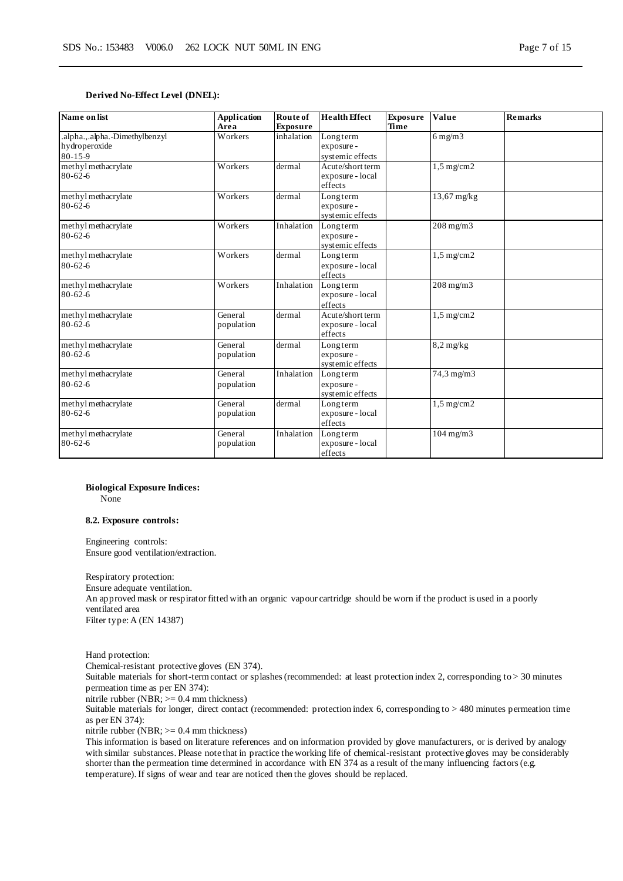**Derived No-Effect Level (DNEL):**

| Name on list | Application Area | Route of Exposure | Health Effect | Exposure Time | Value | Remarks |
|---|---|---|---|---|---|---|
| .alpha.,.alpha.-Dimethylbenzyl hydroperoxide 80-15-9 | Workers | inhalation | Long term exposure - systemic effects | | 6 mg/m3 | |
| methyl methacrylate 80-62-6 | Workers | dermal | Acute/short term exposure - local effects | | 1,5 mg/cm2 | |
| methyl methacrylate 80-62-6 | Workers | dermal | Long term exposure - systemic effects | | 13,67 mg/kg | |
| methyl methacrylate 80-62-6 | Workers | Inhalation | Long term exposure - systemic effects | | 208 mg/m3 | |
| methyl methacrylate 80-62-6 | Workers | dermal | Long term exposure - local effects | | 1,5 mg/cm2 | |
| methyl methacrylate 80-62-6 | Workers | Inhalation | Long term exposure - local effects | | 208 mg/m3 | |
| methyl methacrylate 80-62-6 | General population | dermal | Acute/short term exposure - local effects | | 1,5 mg/cm2 | |
| methyl methacrylate 80-62-6 | General population | dermal | Long term exposure - systemic effects | | 8,2 mg/kg | |
| methyl methacrylate 80-62-6 | General population | Inhalation | Long term exposure - systemic effects | | 74,3 mg/m3 | |
| methyl methacrylate 80-62-6 | General population | dermal | Long term exposure - local effects | | 1,5 mg/cm2 | |
| methyl methacrylate 80-62-6 | General population | Inhalation | Long term exposure - local effects | | 104 mg/m3 | |

**Biological Exposure Indices:**
None

**8.2. Exposure controls:**

Engineering controls:
Ensure good ventilation/extraction.

Respiratory protection:
Ensure adequate ventilation.
An approved mask or respirator fitted with an organic vapour cartridge should be worn if the product is used in a poorly ventilated area
Filter type: A (EN 14387)

Hand protection:
Chemical-resistant protective gloves (EN 374).
Suitable materials for short-term contact or splashes (recommended: at least protection index 2, corresponding to > 30 minutes permeation time as per EN 374):
nitrile rubber (NBR; >= 0.4 mm thickness)
Suitable materials for longer, direct contact (recommended: protection index 6, corresponding to > 480 minutes permeation time as per EN 374):
nitrile rubber (NBR; >= 0.4 mm thickness)
This information is based on literature references and on information provided by glove manufacturers, or is derived by analogy with similar substances. Please note that in practice the working life of chemical-resistant protective gloves may be considerably shorter than the permeation time determined in accordance with EN 374 as a result of the many influencing factors (e.g. temperature). If signs of wear and tear are noticed then the gloves should be replaced.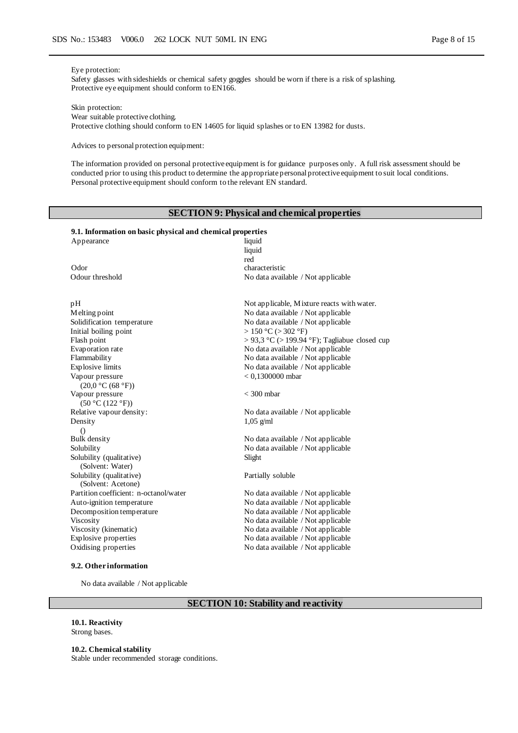Eye protection:
Safety glasses with sideshields or chemical safety goggles should be worn if there is a risk of splashing.
Protective eye equipment should conform to EN166.

Skin protection:
Wear suitable protective clothing.
Protective clothing should conform to EN 14605 for liquid splashes or to EN 13982 for dusts.

Advices to personal protection equipment:

The information provided on personal protective equipment is for guidance purposes only. A full risk assessment should be conducted prior to using this product to determine the appropriate personal protective equipment to suit local conditions. Personal protective equipment should conform to the relevant EN standard.

## SECTION 9: Physical and chemical properties

### 9.1. Information on basic physical and chemical properties

| | |
|---|---|
| Appearance | liquid<br>liquid<br>red |
| Odor | characteristic |
| Odour threshold | No data available / Not applicable |
| pH | Not applicable, Mixture reacts with water. |
| Melting point | No data available / Not applicable |
| Solidification temperature | No data available / Not applicable |
| Initial boiling point | > 150 °C (> 302 °F) |
| Flash point | > 93,3 °C (> 199.94 °F); Tagliabue closed cup |
| Evaporation rate | No data available / Not applicable |
| Flammability | No data available / Not applicable |
| Explosive limits | No data available / Not applicable |
| Vapour pressure (20,0 °C (68 °F)) | < 0,1300000 mbar |
| Vapour pressure (50 °C (122 °F)) | < 300 mbar |
| Relative vapour density: | No data available / Not applicable |
| Density () | 1,05 g/ml |
| Bulk density | No data available / Not applicable |
| Solubility | No data available / Not applicable |
| Solubility (qualitative) (Solvent: Water) | Slight |
| Solubility (qualitative) (Solvent: Acetone) | Partially soluble |
| Partition coefficient: n-octanol/water | No data available / Not applicable |
| Auto-ignition temperature | No data available / Not applicable |
| Decomposition temperature | No data available / Not applicable |
| Viscosity | No data available / Not applicable |
| Viscosity (kinematic) | No data available / Not applicable |
| Explosive properties | No data available / Not applicable |
| Oxidising properties | No data available / Not applicable |

### 9.2. Other information

No data available / Not applicable

## SECTION 10: Stability and reactivity

### 10.1. Reactivity

Strong bases.

### 10.2. Chemical stability

Stable under recommended storage conditions.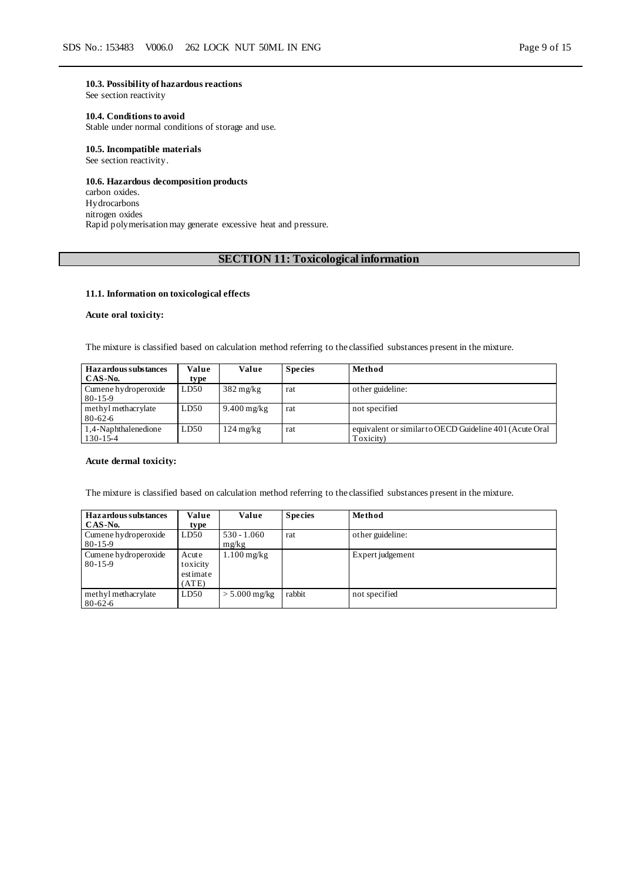**10.3. Possibility of hazardous reactions**
See section reactivity

**10.4. Conditions to avoid**
Stable under normal conditions of storage and use.

**10.5. Incompatible materials**
See section reactivity.

**10.6. Hazardous decomposition products**
carbon oxides.
Hydrocarbons
nitrogen oxides
Rapid polymerisation may generate excessive heat and pressure.

## SECTION 11: Toxicological information

**11.1. Information on toxicological effects**

**Acute oral toxicity:**

The mixture is classified based on calculation method referring to the classified substances present in the mixture.

| Hazardous substances CAS-No. | Value type | Value | Species | Method |
|---|---|---|---|---|
| Cumene hydroperoxide 80-15-9 | LD50 | 382 mg/kg | rat | other guideline: |
| methyl methacrylate 80-62-6 | LD50 | 9.400 mg/kg | rat | not specified |
| 1,4-Naphthalenedione 130-15-4 | LD50 | 124 mg/kg | rat | equivalent or similar to OECD Guideline 401 (Acute Oral Toxicity) |

**Acute dermal toxicity:**

The mixture is classified based on calculation method referring to the classified substances present in the mixture.

| Hazardous substances CAS-No. | Value type | Value | Species | Method |
|---|---|---|---|---|
| Cumene hydroperoxide 80-15-9 | LD50 | 530 - 1.060 mg/kg | rat | other guideline: |
| Cumene hydroperoxide 80-15-9 | Acute toxicity estimate (ATE) | 1.100 mg/kg | | Expert judgement |
| methyl methacrylate 80-62-6 | LD50 | > 5.000 mg/kg | rabbit | not specified |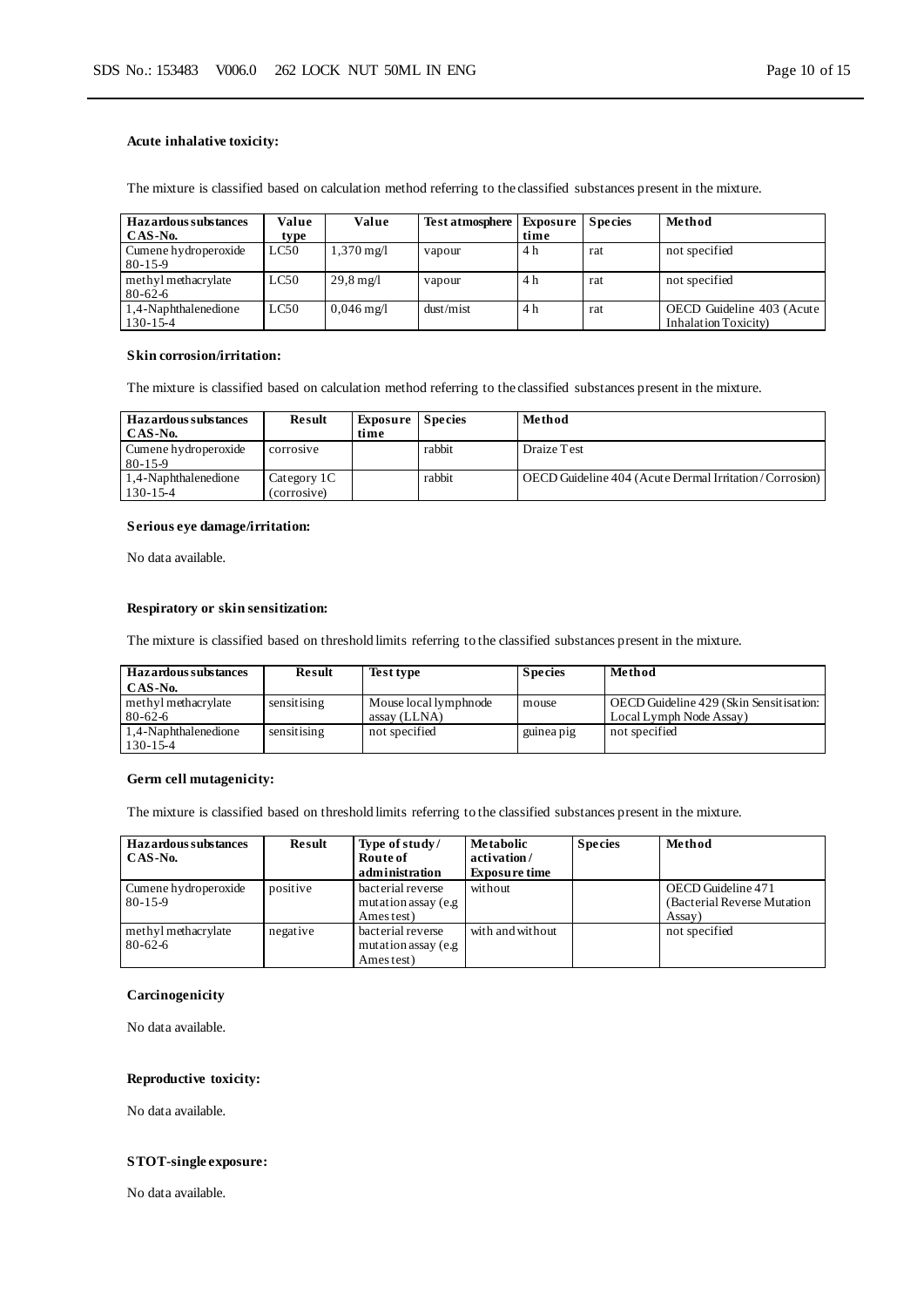#### Acute inhalative toxicity:

The mixture is classified based on calculation method referring to the classified substances present in the mixture.

| Hazardous substances CAS-No. | Value type | Value | Test atmosphere | Exposure time | Species | Method |
|---|---|---|---|---|---|---|
| Cumene hydroperoxide 80-15-9 | LC50 | 1,370 mg/l | vapour | 4 h | rat | not specified |
| methyl methacrylate 80-62-6 | LC50 | 29,8 mg/l | vapour | 4 h | rat | not specified |
| 1,4-Naphthalenedione 130-15-4 | LC50 | 0,046 mg/l | dust/mist | 4 h | rat | OECD Guideline 403 (Acute Inhalation Toxicity) |

#### Skin corrosion/irritation:

The mixture is classified based on calculation method referring to the classified substances present in the mixture.

| Hazardous substances CAS-No. | Result | Exposure time | Species | Method |
|---|---|---|---|---|
| Cumene hydroperoxide 80-15-9 | corrosive | | rabbit | Draize Test |
| 1,4-Naphthalenedione 130-15-4 | Category 1C (corrosive) | | rabbit | OECD Guideline 404 (Acute Dermal Irritation / Corrosion) |

#### Serious eye damage/irritation:

No data available.

#### Respiratory or skin sensitization:

The mixture is classified based on threshold limits referring to the classified substances present in the mixture.

| Hazardous substances CAS-No. | Result | Test type | Species | Method |
|---|---|---|---|---|
| methyl methacrylate 80-62-6 | sensitising | Mouse local lymphnode assay (LLNA) | mouse | OECD Guideline 429 (Skin Sensitisation: Local Lymph Node Assay) |
| 1,4-Naphthalenedione 130-15-4 | sensitising | not specified | guinea pig | not specified |

#### Germ cell mutagenicity:

The mixture is classified based on threshold limits referring to the classified substances present in the mixture.

| Hazardous substances CAS-No. | Result | Type of study / Route of administration | Metabolic activation / Exposure time | Species | Method |
|---|---|---|---|---|---|
| Cumene hydroperoxide 80-15-9 | positive | bacterial reverse mutation assay (e.g Ames test) | without | | OECD Guideline 471 (Bacterial Reverse Mutation Assay) |
| methyl methacrylate 80-62-6 | negative | bacterial reverse mutation assay (e.g Ames test) | with and without | | not specified |

#### Carcinogenicity

No data available.

#### Reproductive toxicity:

No data available.

#### STOT-single exposure:

No data available.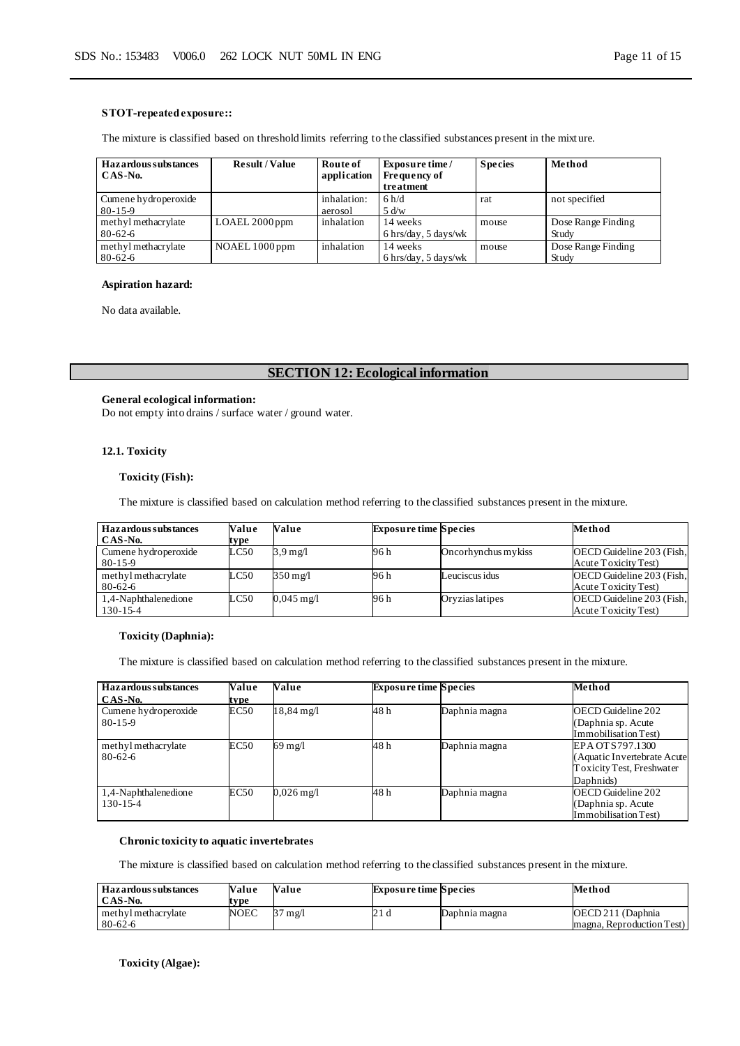**STOT-repeated exposure::**

The mixture is classified based on threshold limits referring to the classified substances present in the mixture.

| Hazardous substances CAS-No. | Result / Value | Route of application | Exposure time / Frequency of treatment | Species | Method |
|---|---|---|---|---|---|
| Cumene hydroperoxide 80-15-9 | | inhalation: aerosol | 6 h/d 5 d/w | rat | not specified |
| methyl methacrylate 80-62-6 | LOAEL 2000 ppm | inhalation | 14 weeks 6 hrs/day, 5 days/wk | mouse | Dose Range Finding Study |
| methyl methacrylate 80-62-6 | NOAEL 1000 ppm | inhalation | 14 weeks 6 hrs/day, 5 days/wk | mouse | Dose Range Finding Study |

**Aspiration hazard:**

No data available.

## SECTION 12: Ecological information

**General ecological information:**
Do not empty into drains / surface water / ground water.

### 12.1. Toxicity

**Toxicity (Fish):**

The mixture is classified based on calculation method referring to the classified substances present in the mixture.

| Hazardous substances CAS-No. | Value type | Value | Exposure time | Species | Method |
|---|---|---|---|---|---|
| Cumene hydroperoxide 80-15-9 | LC50 | 3,9 mg/l | 96 h | Oncorhynchus mykiss | OECD Guideline 203 (Fish, Acute Toxicity Test) |
| methyl methacrylate 80-62-6 | LC50 | 350 mg/l | 96 h | Leuciscus idus | OECD Guideline 203 (Fish, Acute Toxicity Test) |
| 1,4-Naphthalenedione 130-15-4 | LC50 | 0,045 mg/l | 96 h | Oryzias latipes | OECD Guideline 203 (Fish, Acute Toxicity Test) |

**Toxicity (Daphnia):**

The mixture is classified based on calculation method referring to the classified substances present in the mixture.

| Hazardous substances CAS-No. | Value type | Value | Exposure time | Species | Method |
|---|---|---|---|---|---|
| Cumene hydroperoxide 80-15-9 | EC50 | 18,84 mg/l | 48 h | Daphnia magna | OECD Guideline 202 (Daphnia sp. Acute Immobilisation Test) |
| methyl methacrylate 80-62-6 | EC50 | 69 mg/l | 48 h | Daphnia magna | EPA OTS 797.1300 (Aquatic Invertebrate Acute Toxicity Test, Freshwater Daphnids) |
| 1,4-Naphthalenedione 130-15-4 | EC50 | 0,026 mg/l | 48 h | Daphnia magna | OECD Guideline 202 (Daphnia sp. Acute Immobilisation Test) |

**Chronic toxicity to aquatic invertebrates**

The mixture is classified based on calculation method referring to the classified substances present in the mixture.

| Hazardous substances CAS-No. | Value type | Value | Exposure time | Species | Method |
|---|---|---|---|---|---|
| methyl methacrylate 80-62-6 | NOEC | 37 mg/l | 21 d | Daphnia magna | OECD 211 (Daphnia magna, Reproduction Test) |

**Toxicity (Algae):**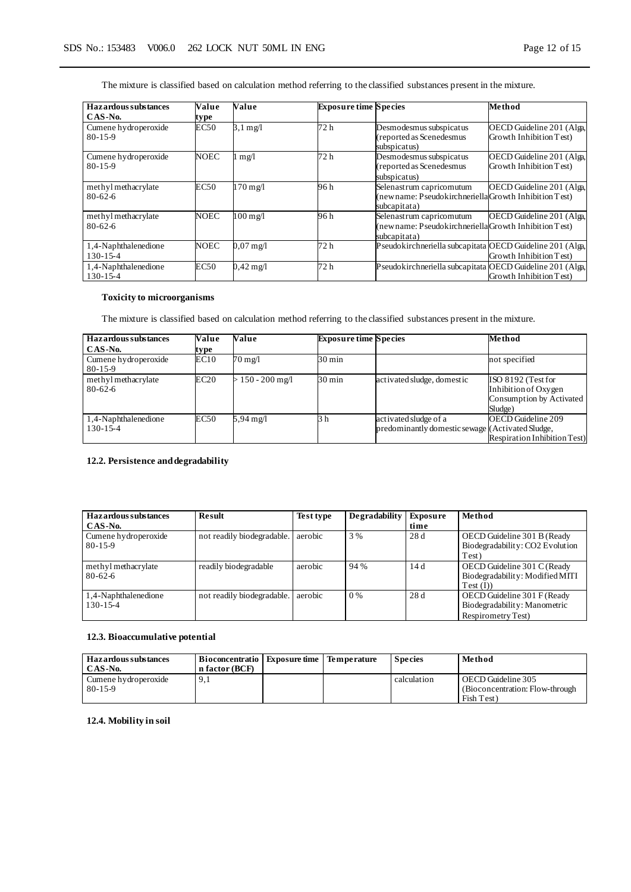The mixture is classified based on calculation method referring to the classified substances present in the mixture.

| Hazardous substances CAS-No. | Value type | Value | Exposure time | Species | Method |
|---|---|---|---|---|---|
| Cumene hydroperoxide 80-15-9 | EC50 | 3,1 mg/l | 72 h | Desmodesmus subspicatus (reported as Scenedesmus subspicatus) | OECD Guideline 201 (Alga, Growth Inhibition Test) |
| Cumene hydroperoxide 80-15-9 | NOEC | 1 mg/l | 72 h | Desmodesmus subspicatus (reported as Scenedesmus subspicatus) | OECD Guideline 201 (Alga, Growth Inhibition Test) |
| methyl methacrylate 80-62-6 | EC50 | 170 mg/l | 96 h | Selenastrum capricornutum (new name: Pseudokirchneriella subcapitata) | OECD Guideline 201 (Alga, Growth Inhibition Test) |
| methyl methacrylate 80-62-6 | NOEC | 100 mg/l | 96 h | Selenastrum capricornutum (new name: Pseudokirchneriella subcapitata) | OECD Guideline 201 (Alga, Growth Inhibition Test) |
| 1,4-Naphthalenedione 130-15-4 | NOEC | 0,07 mg/l | 72 h | Pseudokirchneriella subcapitata | OECD Guideline 201 (Alga, Growth Inhibition Test) |
| 1,4-Naphthalenedione 130-15-4 | EC50 | 0,42 mg/l | 72 h | Pseudokirchneriella subcapitata | OECD Guideline 201 (Alga, Growth Inhibition Test) |

**Toxicity to microorganisms**

The mixture is classified based on calculation method referring to the classified substances present in the mixture.

| Hazardous substances CAS-No. | Value type | Value | Exposure time | Species | Method |
|---|---|---|---|---|---|
| Cumene hydroperoxide 80-15-9 | EC10 | 70 mg/l | 30 min | | not specified |
| methyl methacrylate 80-62-6 | EC20 | > 150 - 200 mg/l | 30 min | activated sludge, domestic | ISO 8192 (Test for Inhibition of Oxygen Consumption by Activated Sludge) |
| 1,4-Naphthalenedione 130-15-4 | EC50 | 5,94 mg/l | 3 h | activated sludge of a predominantly domestic sewage | OECD Guideline 209 (Activated Sludge, Respiration Inhibition Test) |

**12.2. Persistence and degradability**

| Hazardous substances CAS-No. | Result | Test type | Degradability | Exposure time | Method |
|---|---|---|---|---|---|
| Cumene hydroperoxide 80-15-9 | not readily biodegradable. | aerobic | 3 % | 28 d | OECD Guideline 301 B (Ready Biodegradability: CO2 Evolution Test) |
| methyl methacrylate 80-62-6 | readily biodegradable | aerobic | 94 % | 14 d | OECD Guideline 301 C (Ready Biodegradability: Modified MITI Test (I)) |
| 1,4-Naphthalenedione 130-15-4 | not readily biodegradable. | aerobic | 0 % | 28 d | OECD Guideline 301 F (Ready Biodegradability: Manometric Respirometry Test) |

**12.3. Bioaccumulative potential**

| Hazardous substances CAS-No. | Bioconcentration factor (BCF) | Exposure time | Temperature | Species | Method |
|---|---|---|---|---|---|
| Cumene hydroperoxide 80-15-9 | 9,1 | | | calculation | OECD Guideline 305 (Bioconcentration: Flow-through Fish Test) |

**12.4. Mobility in soil**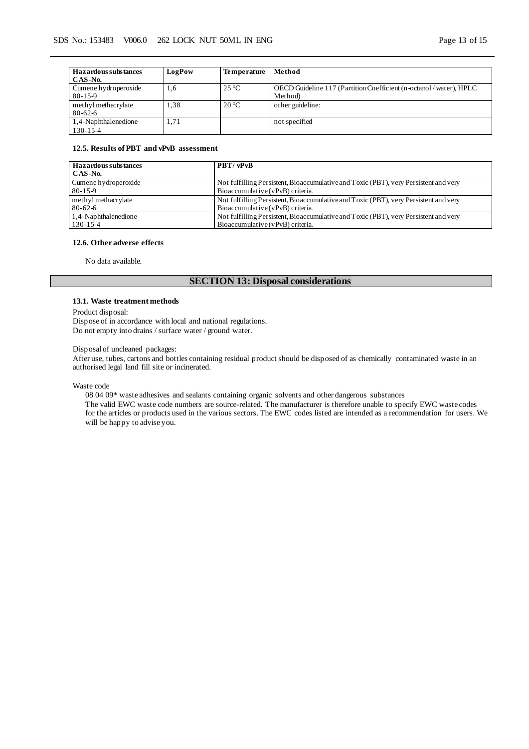| Hazardous substances CAS-No. | LogPow | Temperature | Method |
|---|---|---|---|
| Cumene hydroperoxide 80-15-9 | 1,6 | 25 °C | OECD Guideline 117 (Partition Coefficient (n-octanol / water), HPLC Method) |
| methyl methacrylate 80-62-6 | 1,38 | 20 °C | other guideline: |
| 1,4-Naphthalenedione 130-15-4 | 1,71 | | not specified |

#### 12.5. Results of PBT and vPvB assessment

| Hazardous substances CAS-No. | PBT/ vPvB |
|---|---|
| Cumene hydroperoxide 80-15-9 | Not fulfilling Persistent, Bioaccumulative and Toxic (PBT), very Persistent and very Bioaccumulative (vPvB) criteria. |
| methyl methacrylate 80-62-6 | Not fulfilling Persistent, Bioaccumulative and Toxic (PBT), very Persistent and very Bioaccumulative (vPvB) criteria. |
| 1,4-Naphthalenedione 130-15-4 | Not fulfilling Persistent, Bioaccumulative and Toxic (PBT), very Persistent and very Bioaccumulative (vPvB) criteria. |

#### 12.6. Other adverse effects

No data available.

## SECTION 13: Disposal considerations

#### 13.1. Waste treatment methods

Product disposal:
Dispose of in accordance with local and national regulations.
Do not empty into drains / surface water / ground water.

Disposal of uncleaned packages:
After use, tubes, cartons and bottles containing residual product should be disposed of as chemically contaminated waste in an authorised legal land fill site or incinerated.

Waste code

08 04 09* waste adhesives and sealants containing organic solvents and other dangerous substances
The valid EWC waste code numbers are source-related. The manufacturer is therefore unable to specify EWC waste codes for the articles or products used in the various sectors. The EWC codes listed are intended as a recommendation for users. We will be happy to advise you.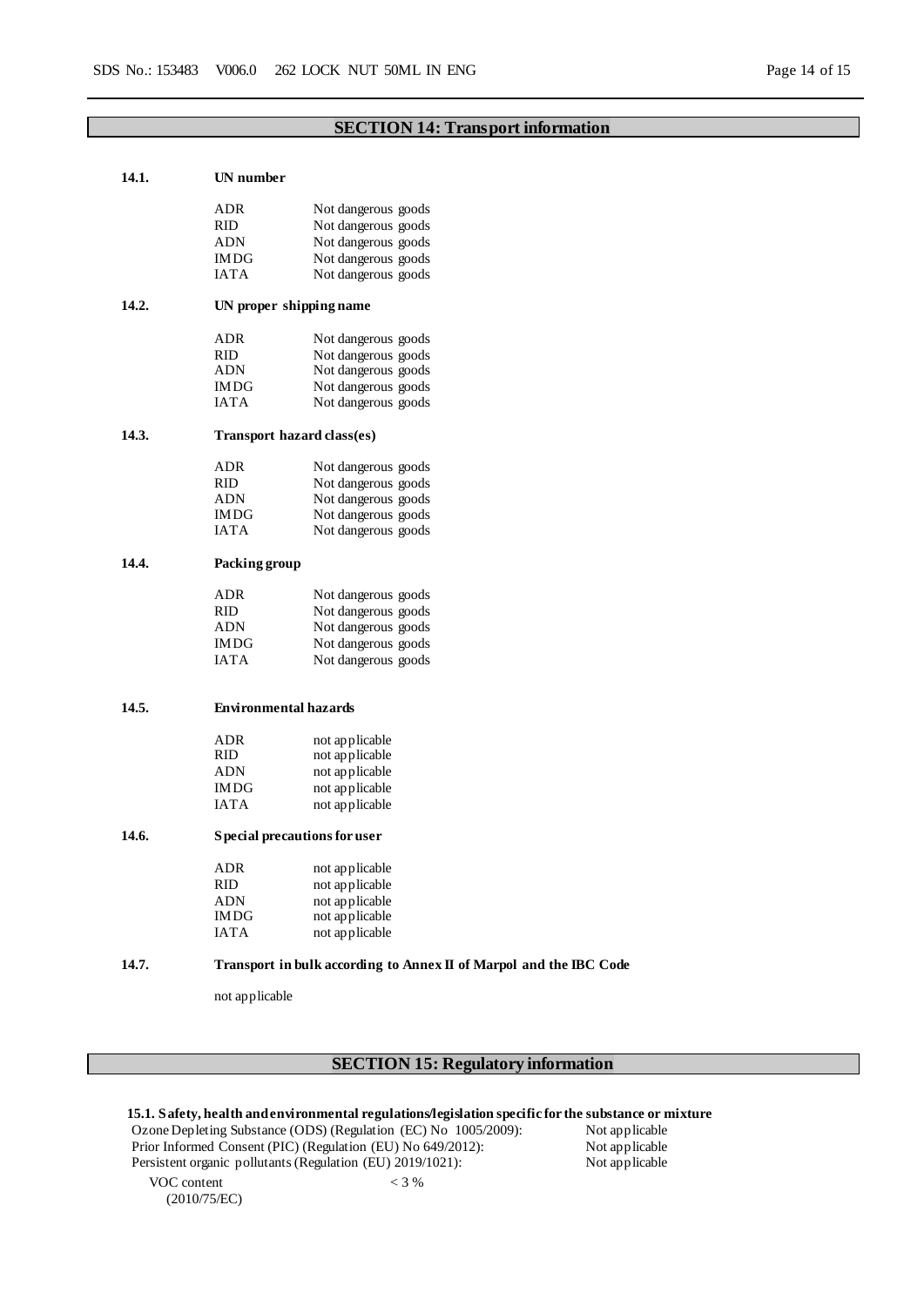## SECTION 14: Transport information

### 14.1. UN number

| | |
|---|---|
| ADR | Not dangerous goods |
| RID | Not dangerous goods |
| ADN | Not dangerous goods |
| IMDG | Not dangerous goods |
| IATA | Not dangerous goods |

### 14.2. UN proper shipping name

| | |
|---|---|
| ADR | Not dangerous goods |
| RID | Not dangerous goods |
| ADN | Not dangerous goods |
| IMDG | Not dangerous goods |
| IATA | Not dangerous goods |

### 14.3. Transport hazard class(es)

| | |
|---|---|
| ADR | Not dangerous goods |
| RID | Not dangerous goods |
| ADN | Not dangerous goods |
| IMDG | Not dangerous goods |
| IATA | Not dangerous goods |

### 14.4. Packing group

| | |
|---|---|
| ADR | Not dangerous goods |
| RID | Not dangerous goods |
| ADN | Not dangerous goods |
| IMDG | Not dangerous goods |
| IATA | Not dangerous goods |

### 14.5. Environmental hazards

| | |
|---|---|
| ADR | not applicable |
| RID | not applicable |
| ADN | not applicable |
| IMDG | not applicable |
| IATA | not applicable |

### 14.6. Special precautions for user

| | |
|---|---|
| ADR | not applicable |
| RID | not applicable |
| ADN | not applicable |
| IMDG | not applicable |
| IATA | not applicable |

### 14.7. Transport in bulk according to Annex II of Marpol and the IBC Code

not applicable

## SECTION 15: Regulatory information

**15.1. Safety, health and environmental regulations/legislation specific for the substance or mixture**

| | |
|---|---|
| Ozone Depleting Substance (ODS) (Regulation (EC) No 1005/2009): | Not applicable |
| Prior Informed Consent (PIC) (Regulation (EU) No 649/2012): | Not applicable |
| Persistent organic pollutants (Regulation (EU) 2019/1021): | Not applicable |

VOC content (2010/75/EC): < 3 %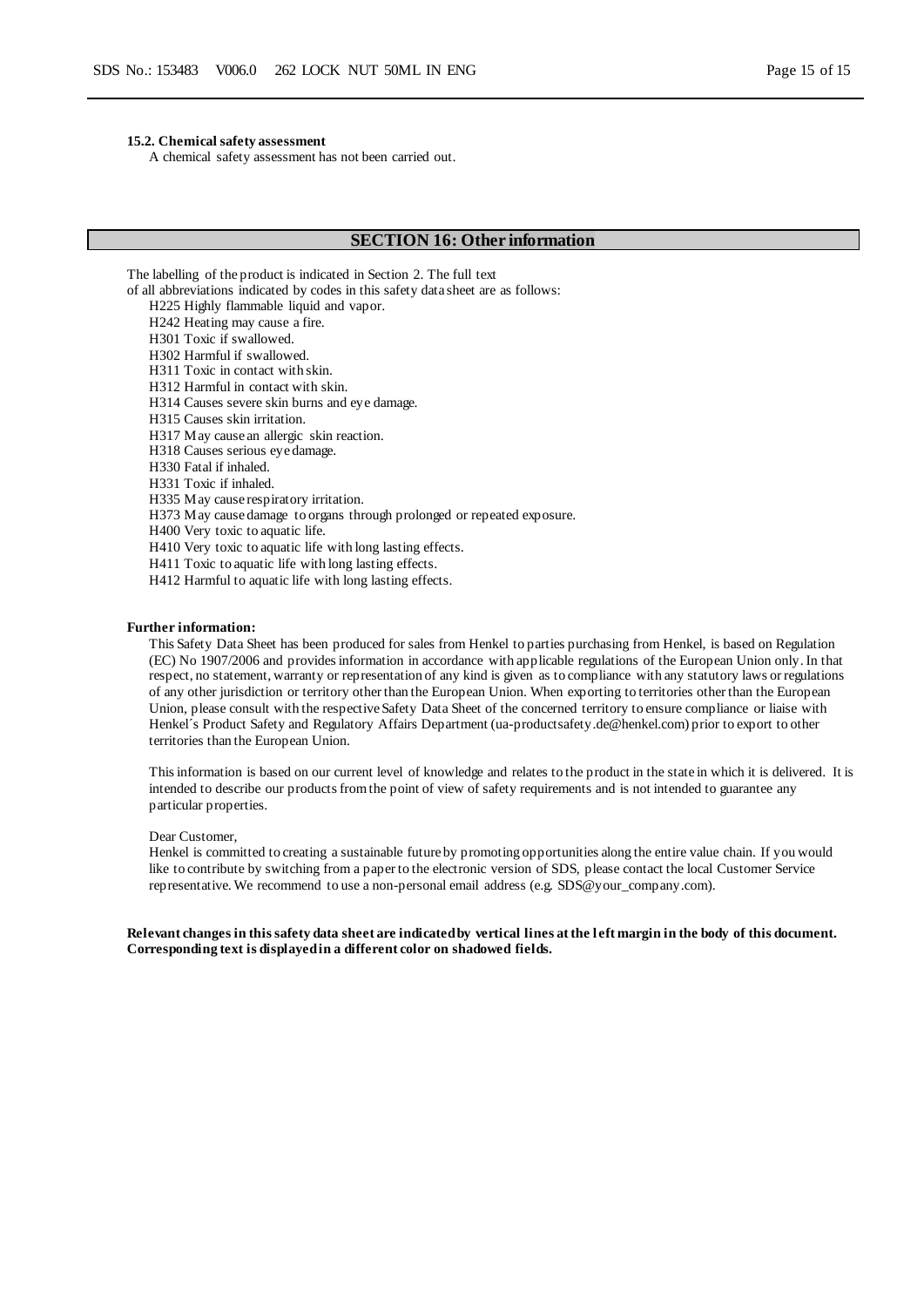### 15.2. Chemical safety assessment

A chemical safety assessment has not been carried out.

## SECTION 16: Other information

The labelling of the product is indicated in Section 2. The full text
of all abbreviations indicated by codes in this safety data sheet are as follows:

H225 Highly flammable liquid and vapor.
H242 Heating may cause a fire.
H301 Toxic if swallowed.
H302 Harmful if swallowed.
H311 Toxic in contact with skin.
H312 Harmful in contact with skin.
H314 Causes severe skin burns and eye damage.
H315 Causes skin irritation.
H317 May cause an allergic skin reaction.
H318 Causes serious eye damage.
H330 Fatal if inhaled.
H331 Toxic if inhaled.
H335 May cause respiratory irritation.
H373 May cause damage to organs through prolonged or repeated exposure.
H400 Very toxic to aquatic life.
H410 Very toxic to aquatic life with long lasting effects.
H411 Toxic to aquatic life with long lasting effects.
H412 Harmful to aquatic life with long lasting effects.

**Further information:**

This Safety Data Sheet has been produced for sales from Henkel to parties purchasing from Henkel, is based on Regulation (EC) No 1907/2006 and provides information in accordance with applicable regulations of the European Union only. In that respect, no statement, warranty or representation of any kind is given as to compliance with any statutory laws or regulations of any other jurisdiction or territory other than the European Union. When exporting to territories other than the European Union, please consult with the respective Safety Data Sheet of the concerned territory to ensure compliance or liaise with Henkel´s Product Safety and Regulatory Affairs Department (ua-productsafety.de@henkel.com) prior to export to other territories than the European Union.

This information is based on our current level of knowledge and relates to the product in the state in which it is delivered. It is intended to describe our products from the point of view of safety requirements and is not intended to guarantee any particular properties.

Dear Customer,
Henkel is committed to creating a sustainable future by promoting opportunities along the entire value chain. If you would like to contribute by switching from a paper to the electronic version of SDS, please contact the local Customer Service representative. We recommend to use a non-personal email address (e.g. SDS@your_company.com).

**Relevant changes in this safety data sheet are indicated by vertical lines at the left margin in the body of this document. Corresponding text is displayed in a different color on shadowed fields.**